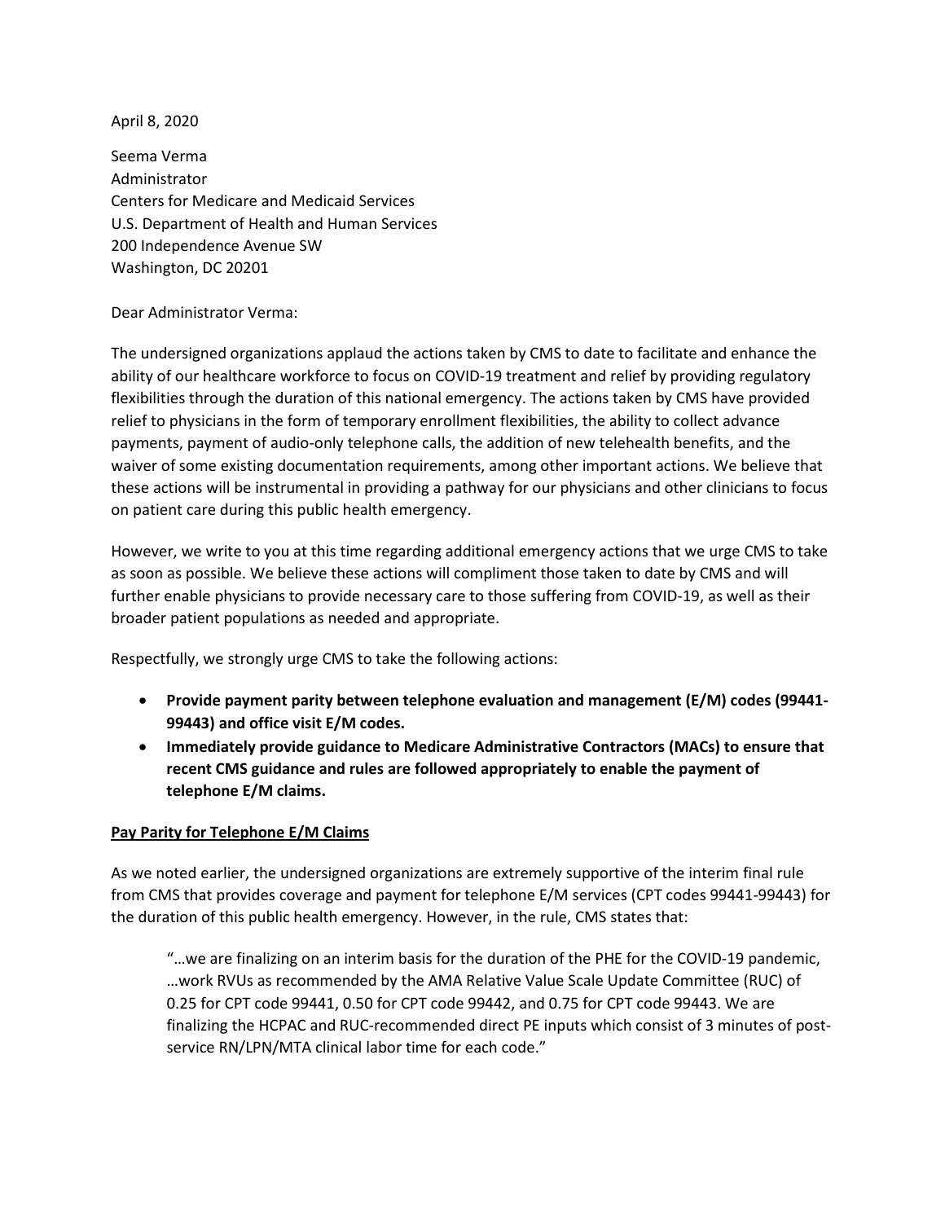April 8, 2020

Seema Verma
Administrator
Centers for Medicare and Medicaid Services
U.S. Department of Health and Human Services
200 Independence Avenue SW
Washington, DC 20201

Dear Administrator Verma:

The undersigned organizations applaud the actions taken by CMS to date to facilitate and enhance the ability of our healthcare workforce to focus on COVID-19 treatment and relief by providing regulatory flexibilities through the duration of this national emergency. The actions taken by CMS have provided relief to physicians in the form of temporary enrollment flexibilities, the ability to collect advance payments, payment of audio-only telephone calls, the addition of new telehealth benefits, and the waiver of some existing documentation requirements, among other important actions. We believe that these actions will be instrumental in providing a pathway for our physicians and other clinicians to focus on patient care during this public health emergency.

However, we write to you at this time regarding additional emergency actions that we urge CMS to take as soon as possible. We believe these actions will compliment those taken to date by CMS and will further enable physicians to provide necessary care to those suffering from COVID-19, as well as their broader patient populations as needed and appropriate.

Respectfully, we strongly urge CMS to take the following actions:

- **Provide payment parity between telephone evaluation and management (E/M) codes (99441-99443) and office visit E/M codes.**
- **Immediately provide guidance to Medicare Administrative Contractors (MACs) to ensure that recent CMS guidance and rules are followed appropriately to enable the payment of telephone E/M claims.**

**Pay Parity for Telephone E/M Claims**

As we noted earlier, the undersigned organizations are extremely supportive of the interim final rule from CMS that provides coverage and payment for telephone E/M services (CPT codes 99441-99443) for the duration of this public health emergency. However, in the rule, CMS states that:

> "…we are finalizing on an interim basis for the duration of the PHE for the COVID-19 pandemic, …work RVUs as recommended by the AMA Relative Value Scale Update Committee (RUC) of 0.25 for CPT code 99441, 0.50 for CPT code 99442, and 0.75 for CPT code 99443. We are finalizing the HCPAC and RUC-recommended direct PE inputs which consist of 3 minutes of post-service RN/LPN/MTA clinical labor time for each code."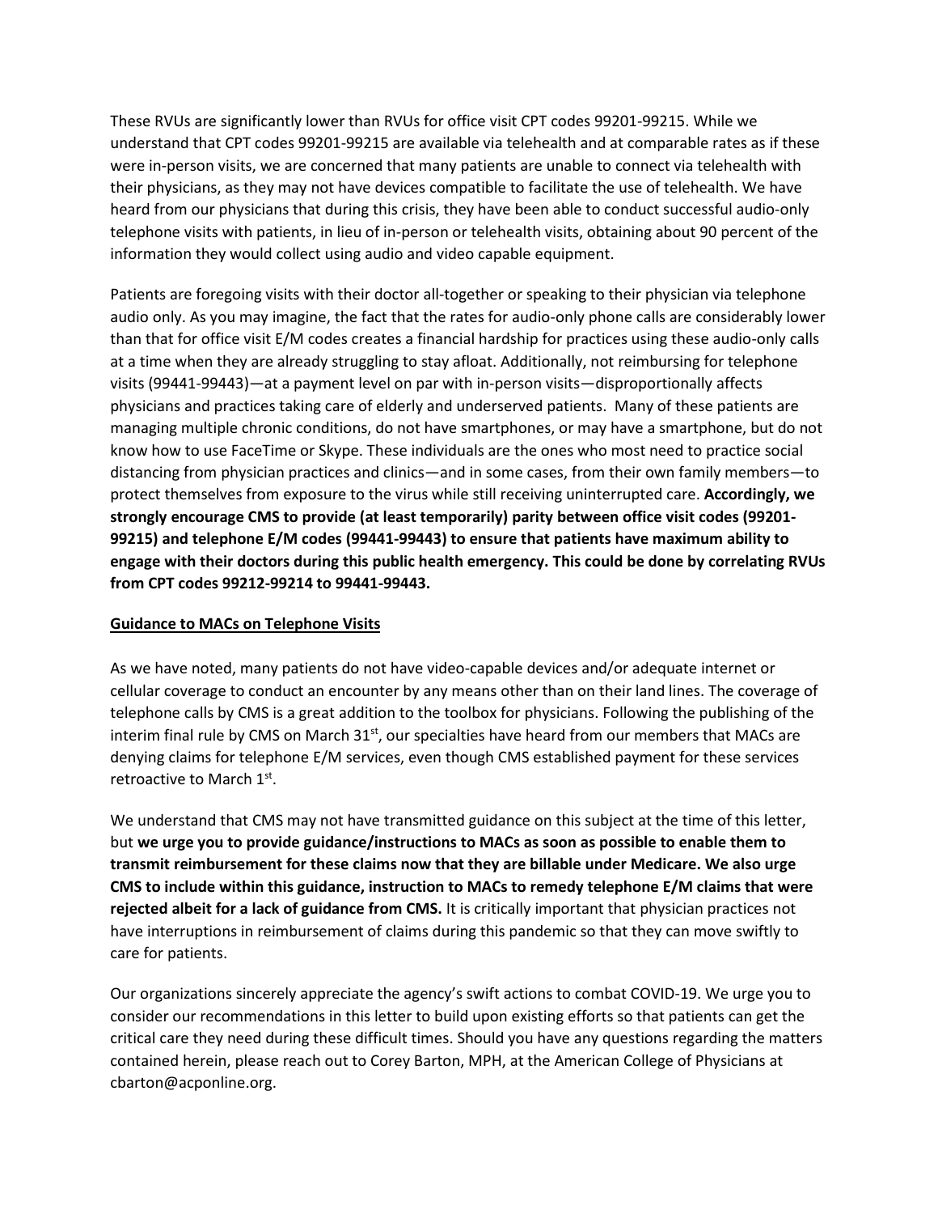These RVUs are significantly lower than RVUs for office visit CPT codes 99201-99215. While we understand that CPT codes 99201-99215 are available via telehealth and at comparable rates as if these were in-person visits, we are concerned that many patients are unable to connect via telehealth with their physicians, as they may not have devices compatible to facilitate the use of telehealth. We have heard from our physicians that during this crisis, they have been able to conduct successful audio-only telephone visits with patients, in lieu of in-person or telehealth visits, obtaining about 90 percent of the information they would collect using audio and video capable equipment.

Patients are foregoing visits with their doctor all-together or speaking to their physician via telephone audio only. As you may imagine, the fact that the rates for audio-only phone calls are considerably lower than that for office visit E/M codes creates a financial hardship for practices using these audio-only calls at a time when they are already struggling to stay afloat. Additionally, not reimbursing for telephone visits (99441-99443)—at a payment level on par with in-person visits—disproportionally affects physicians and practices taking care of elderly and underserved patients. Many of these patients are managing multiple chronic conditions, do not have smartphones, or may have a smartphone, but do not know how to use FaceTime or Skype. These individuals are the ones who most need to practice social distancing from physician practices and clinics—and in some cases, from their own family members—to protect themselves from exposure to the virus while still receiving uninterrupted care. **Accordingly, we strongly encourage CMS to provide (at least temporarily) parity between office visit codes (99201-99215) and telephone E/M codes (99441-99443) to ensure that patients have maximum ability to engage with their doctors during this public health emergency. This could be done by correlating RVUs from CPT codes 99212-99214 to 99441-99443.**

## Guidance to MACs on Telephone Visits

As we have noted, many patients do not have video-capable devices and/or adequate internet or cellular coverage to conduct an encounter by any means other than on their land lines. The coverage of telephone calls by CMS is a great addition to the toolbox for physicians. Following the publishing of the interim final rule by CMS on March 31st, our specialties have heard from our members that MACs are denying claims for telephone E/M services, even though CMS established payment for these services retroactive to March 1st.

We understand that CMS may not have transmitted guidance on this subject at the time of this letter, but **we urge you to provide guidance/instructions to MACs as soon as possible to enable them to transmit reimbursement for these claims now that they are billable under Medicare. We also urge CMS to include within this guidance, instruction to MACs to remedy telephone E/M claims that were rejected albeit for a lack of guidance from CMS.** It is critically important that physician practices not have interruptions in reimbursement of claims during this pandemic so that they can move swiftly to care for patients.

Our organizations sincerely appreciate the agency's swift actions to combat COVID-19. We urge you to consider our recommendations in this letter to build upon existing efforts so that patients can get the critical care they need during these difficult times. Should you have any questions regarding the matters contained herein, please reach out to Corey Barton, MPH, at the American College of Physicians at cbarton@acponline.org.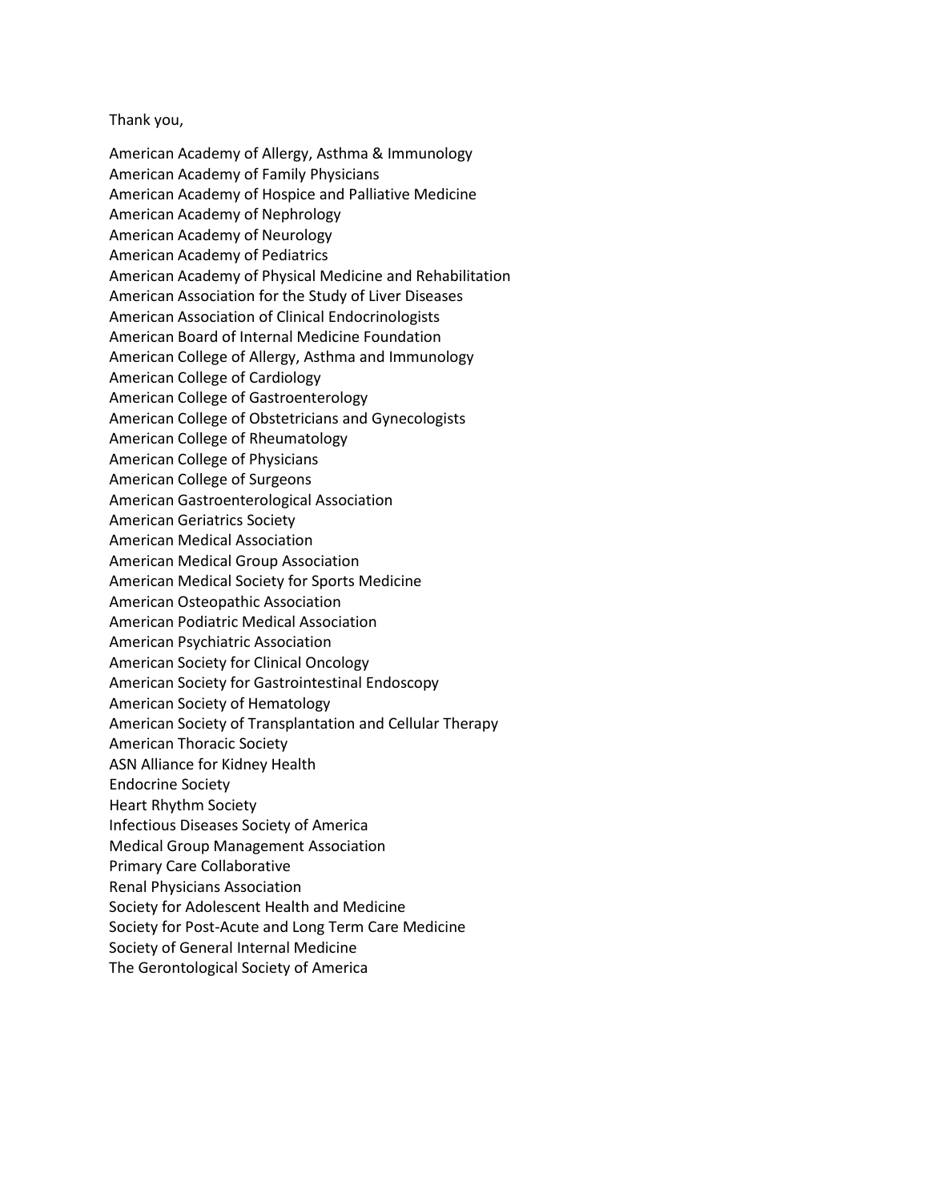Thank you,

American Academy of Allergy, Asthma & Immunology
American Academy of Family Physicians
American Academy of Hospice and Palliative Medicine
American Academy of Nephrology
American Academy of Neurology
American Academy of Pediatrics
American Academy of Physical Medicine and Rehabilitation
American Association for the Study of Liver Diseases
American Association of Clinical Endocrinologists
American Board of Internal Medicine Foundation
American College of Allergy, Asthma and Immunology
American College of Cardiology
American College of Gastroenterology
American College of Obstetricians and Gynecologists
American College of Rheumatology
American College of Physicians
American College of Surgeons
American Gastroenterological Association
American Geriatrics Society
American Medical Association
American Medical Group Association
American Medical Society for Sports Medicine
American Osteopathic Association
American Podiatric Medical Association
American Psychiatric Association
American Society for Clinical Oncology
American Society for Gastrointestinal Endoscopy
American Society of Hematology
American Society of Transplantation and Cellular Therapy
American Thoracic Society
ASN Alliance for Kidney Health
Endocrine Society
Heart Rhythm Society
Infectious Diseases Society of America
Medical Group Management Association
Primary Care Collaborative
Renal Physicians Association
Society for Adolescent Health and Medicine
Society for Post-Acute and Long Term Care Medicine
Society of General Internal Medicine
The Gerontological Society of America